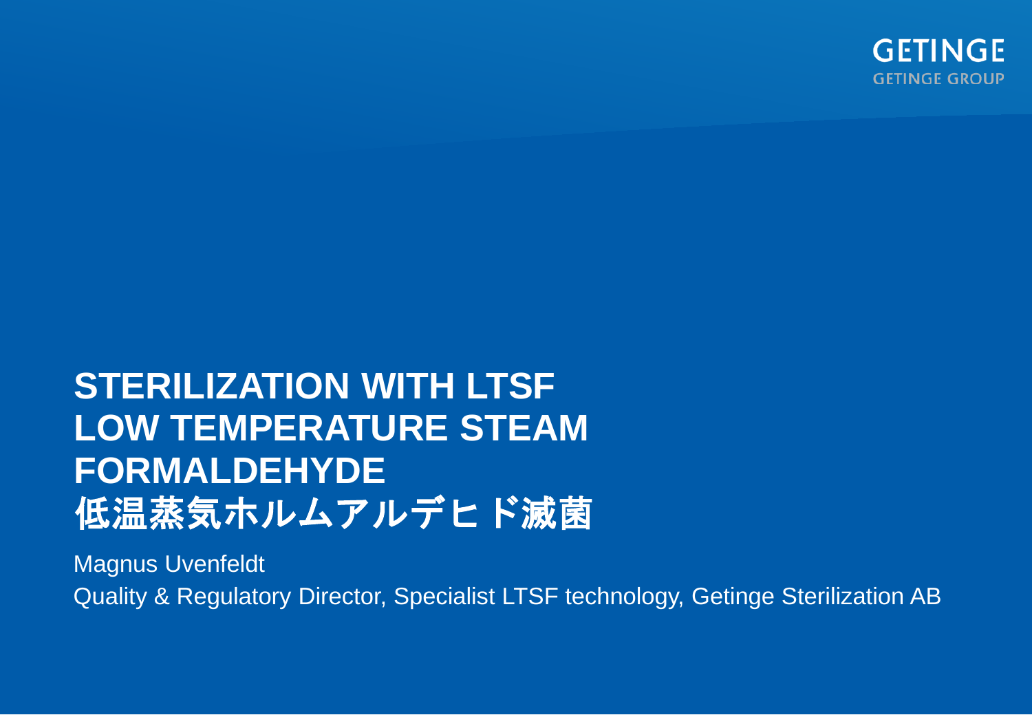GETINGE
GETINGE GROUP

# STERILIZATION WITH LTSF LOW TEMPERATURE STEAM FORMALDEHYDE 低温蒸気ホルムアルデヒド滅菌

Magnus Uvenfeldt

Quality & Regulatory Director, Specialist LTSF technology, Getinge Sterilization AB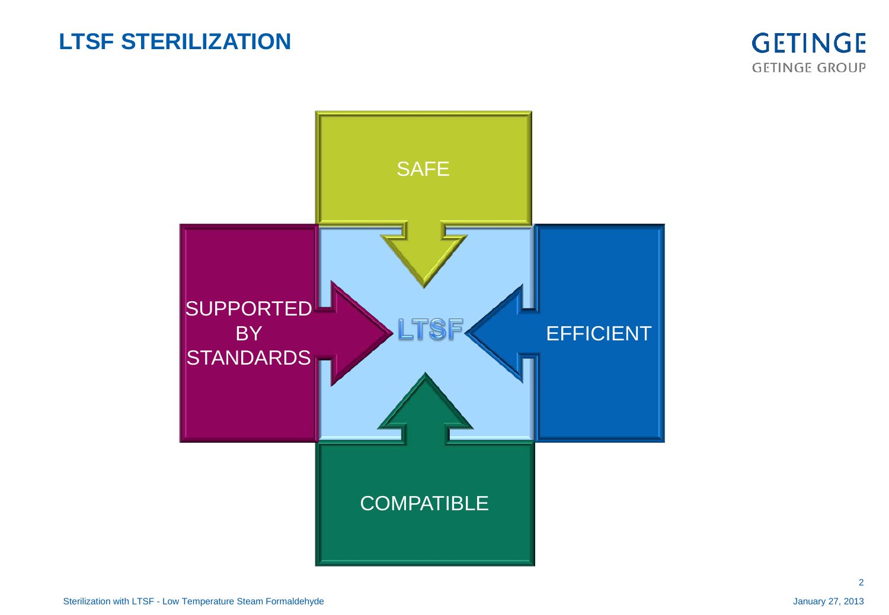# LTSF STERILIZATION

SAFE

SUPPORTED BY STANDARDS

LTSF

EFFICIENT

COMPATIBLE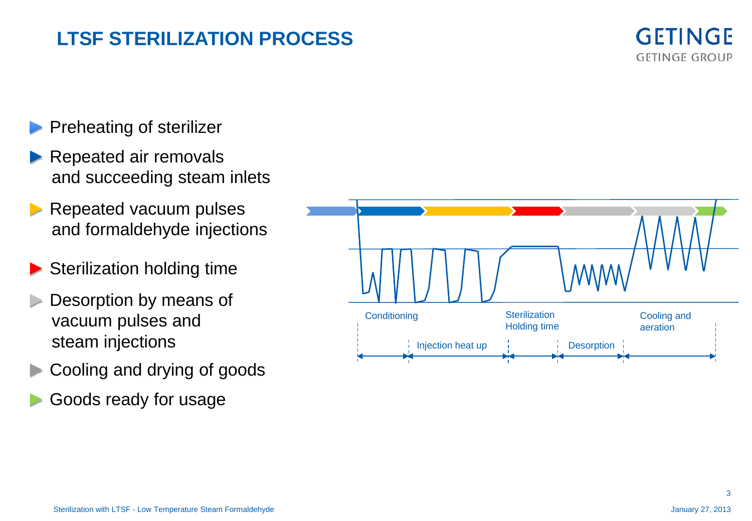# LTSF STERILIZATION PROCESS

- Preheating of sterilizer
- Repeated air removals and succeeding steam inlets
- Repeated vacuum pulses and formaldehyde injections
- Sterilization holding time
- Desorption by means of vacuum pulses and steam injections
- Cooling and drying of goods
- Goods ready for usage

Conditioning | Injection heat up | Sterilization Holding time | Desorption | Cooling and aeration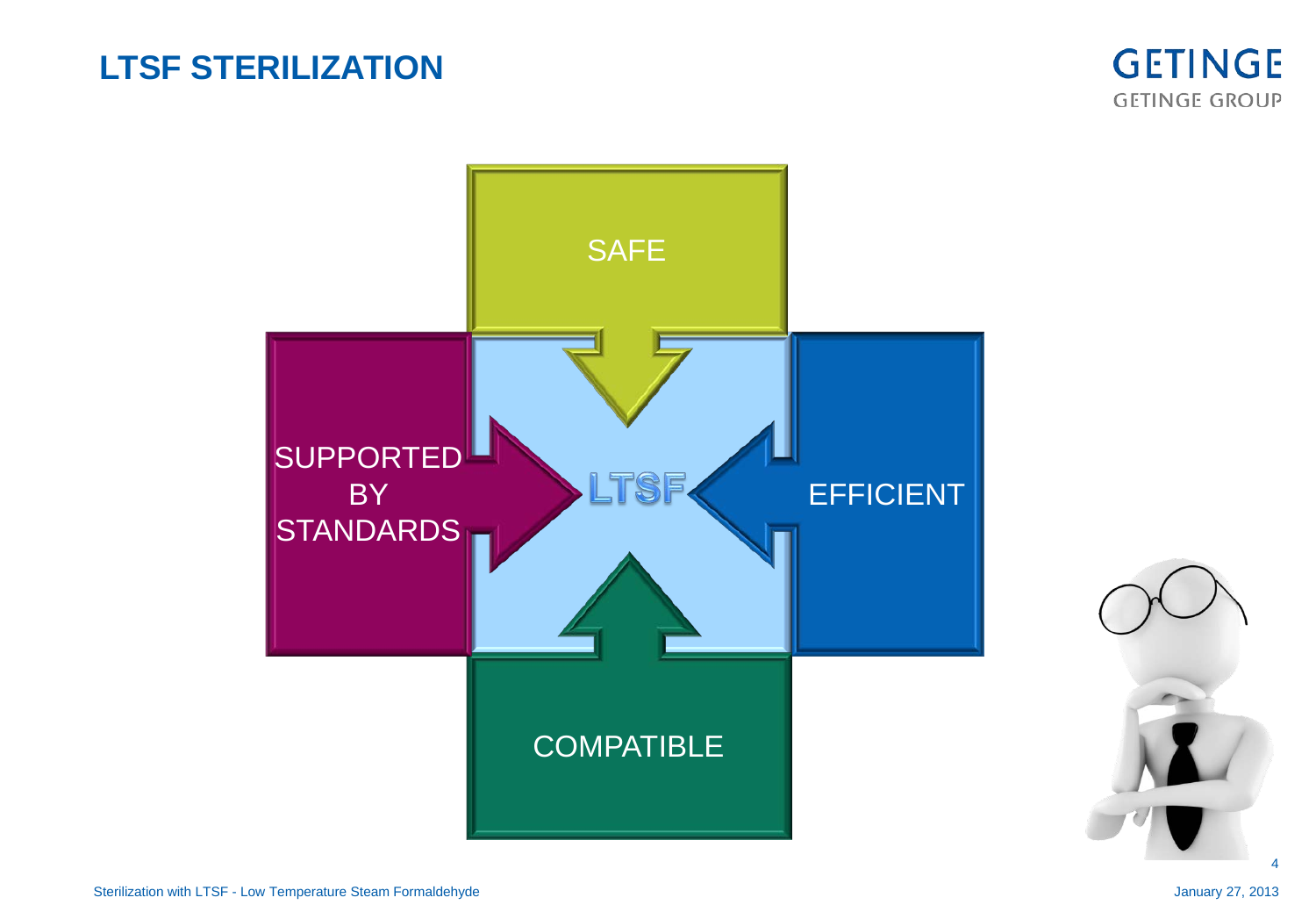# LTSF STERILIZATION

SAFE

SUPPORTED BY STANDARDS

LTSF

EFFICIENT

COMPATIBLE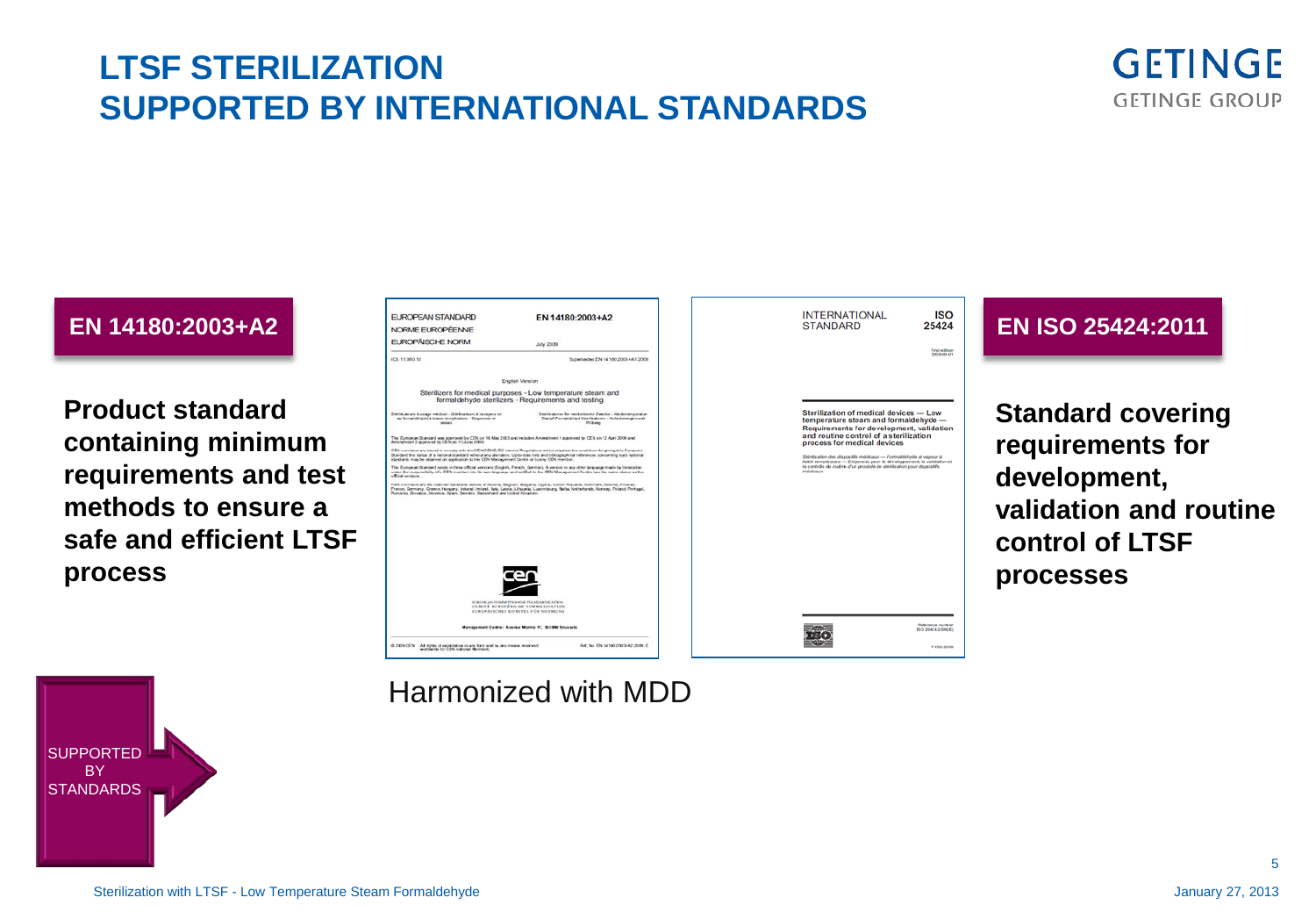# LTSF STERILIZATION
# SUPPORTED BY INTERNATIONAL STANDARDS

**EN 14180:2003+A2**

**Product standard containing minimum requirements and test methods to ensure a safe and efficient LTSF process**

**EN ISO 25424:2011**

**Standard covering requirements for development, validation and routine control of LTSF processes**

Harmonized with MDD

SUPPORTED BY STANDARDS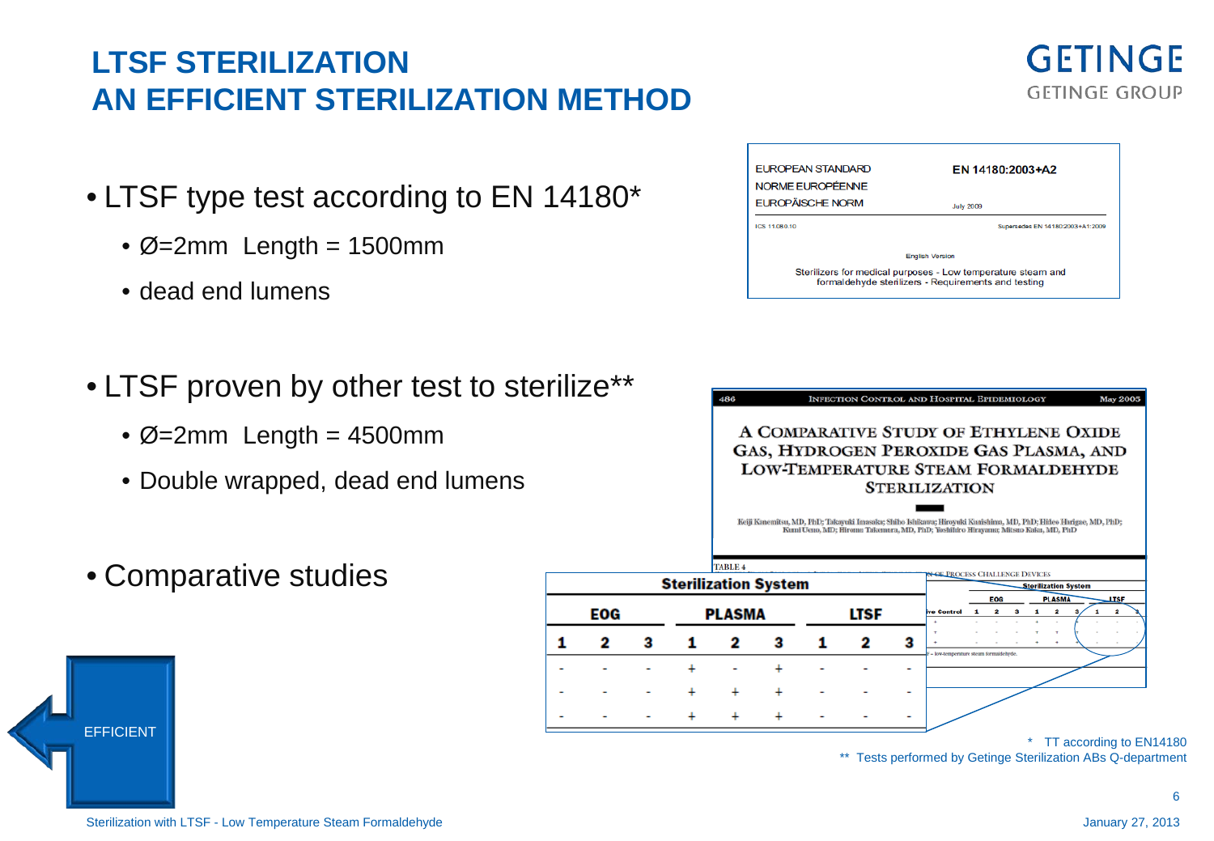# LTSF STERILIZATION
# AN EFFICIENT STERILIZATION METHOD

- LTSF type test according to EN 14180*
  - Ø=2mm Length = 1500mm
  - dead end lumens

EUROPEAN STANDARD
NORME EUROPÉENNE
EUROPÄISCHE NORM

EN 14180:2003+A2

July 2009

ICS 11.080.10

Supersedes EN 14180:2003+A1:2009

English Version

Sterilizers for medical purposes - Low temperature steam and formaldehyde sterilizers - Requirements and testing

- LTSF proven by other test to sterilize**
  - Ø=2mm Length = 4500mm
  - Double wrapped, dead end lumens

486 INFECTION CONTROL AND HOSPITAL EPIDEMIOLOGY May 2005

A COMPARATIVE STUDY OF ETHYLENE OXIDE GAS, HYDROGEN PEROXIDE GAS PLASMA, AND LOW-TEMPERATURE STEAM FORMALDEHYDE STERILIZATION

Keiji Kanemitsu, MD, PhD; Takayuki Imasaka; Shiho Ishikawa; Hiroyuki Kunishima, MD, PhD; Hideo Harigae, MD, PhD; Kumi Ueno, MD; Hiromu Takemura, MD, PhD; Yoshihiro Hirayama; Mitsuo Kaku, MD, PhD

- Comparative studies

TABLE 4

| Sterilization System | | | | | | | | |
|---|---|---|---|---|---|---|---|---|
| EOG | | | PLASMA | | | LTSF | | |
| 1 | 2 | 3 | 1 | 2 | 3 | 1 | 2 | 3 |
| - | - | - | + | - | + | - | - | - |
| - | - | - | + | + | + | - | - | - |
| - | - | - | + | + | + | - | - | - |

EFFICIENT

\* TT according to EN14180
\*\* Tests performed by Getinge Sterilization ABs Q-department

Sterilization with LTSF - Low Temperature Steam Formaldehyde

January 27, 2013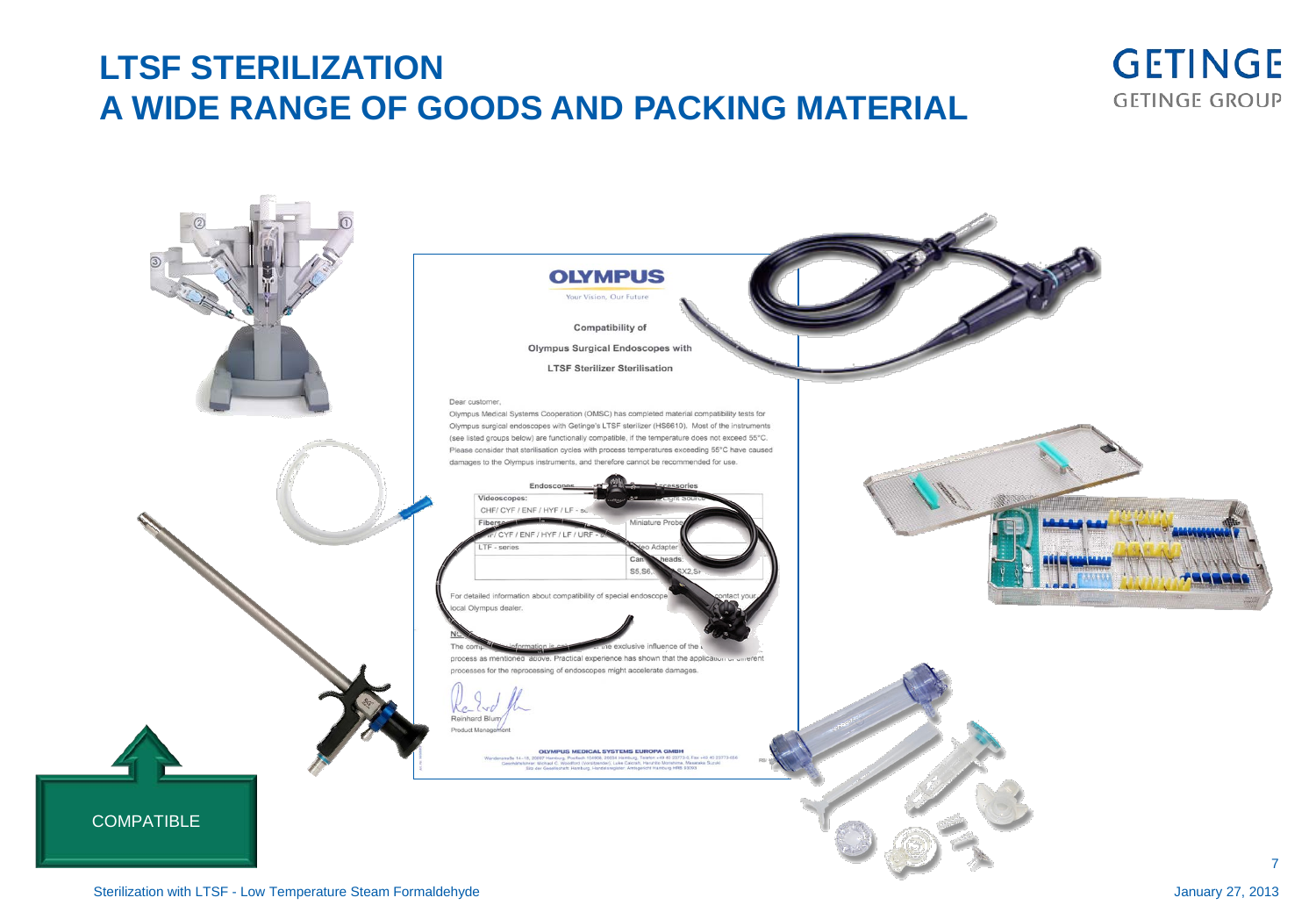# LTSF STERILIZATION
# A WIDE RANGE OF GOODS AND PACKING MATERIAL

**OLYMPUS**

Your Vision, Our Future

**Compatibility of**

**Olympus Surgical Endoscopes with**

**LTSF Sterilizer Sterilisation**

Dear customer,

Olympus Medical Systems Cooperation (OMSC) has completed material compatibility tests for Olympus surgical endoscopes with Getinge's LTSF sterilizer (HS6610). Most of the instruments (see listed groups below) are functionally compatible, if the temperature does not exceed 55°C. Please consider that sterilisation cycles with process temperatures exceeding 55°C have caused damages to the Olympus instruments, and therefore cannot be recommended for use.

| Endoscopes | Accessories |
| --- | --- |
| Videoscopes: CHF/ CYF / ENF / HYF / LF - se | Light Source |
| Fibers: ...F/ CYF / ENF / HYF / LF / URF - s | Miniature Probe |
| LTF - series | ...eo Adapter |
| | Cam... heads: S5,S6, ...SX2,S... |

For detailed information about compatibility of special endoscope ... contact your local Olympus dealer.

N...

The comp... information is ... the exclusive influence of the ... process as mentioned above. Practical experience has shown that the application of different processes for the reprocessing of endoscopes might accelerate damages.

Reinhard Blum

Product Management

**OLYMPUS MEDICAL SYSTEMS EUROPA GMBH**

COMPATIBLE

Sterilization with LTSF - Low Temperature Steam Formaldehyde

January 27, 2013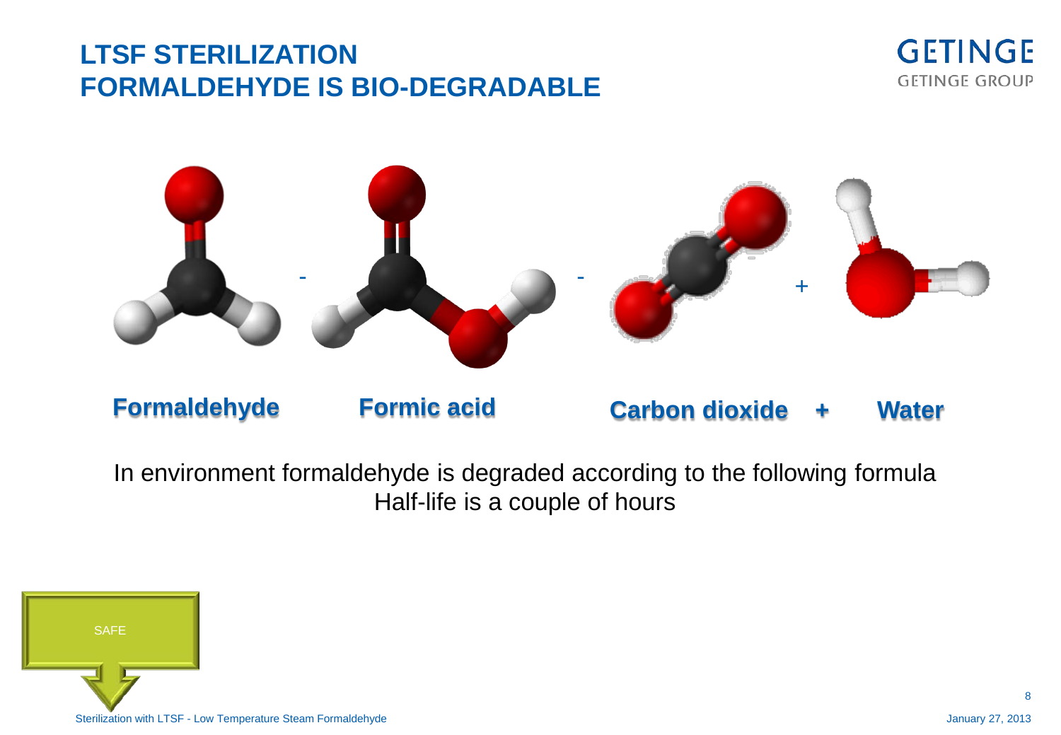# LTSF STERILIZATION
# FORMALDEHYDE IS BIO-DEGRADABLE

**Formaldehyde** - **Formic acid** - **Carbon dioxide + Water**

In environment formaldehyde is degraded according to the following formula
Half-life is a couple of hours

SAFE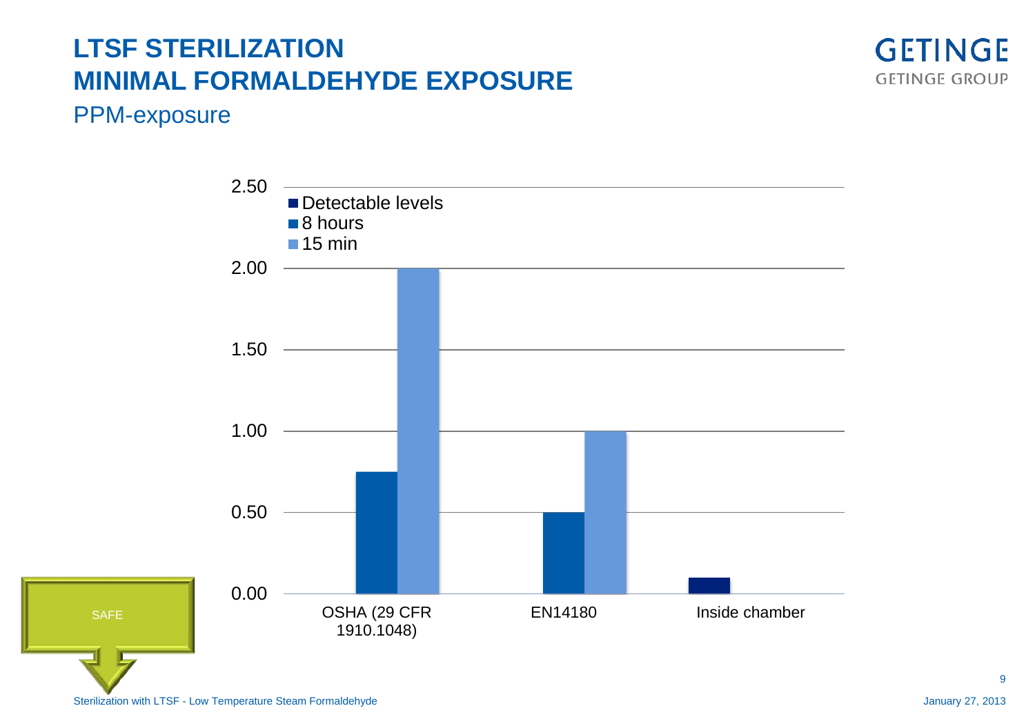# LTSF STERILIZATION
# MINIMAL FORMALDEHYDE EXPOSURE

## PPM-exposure

| | Detectable levels | 8 hours | 15 min |
|---|---|---|---|
| OSHA (29 CFR 1910.1048) | | 0.75 | 2.00 |
| EN14180 | | 0.50 | 1.00 |
| Inside chamber | 0.10 | | |

SAFE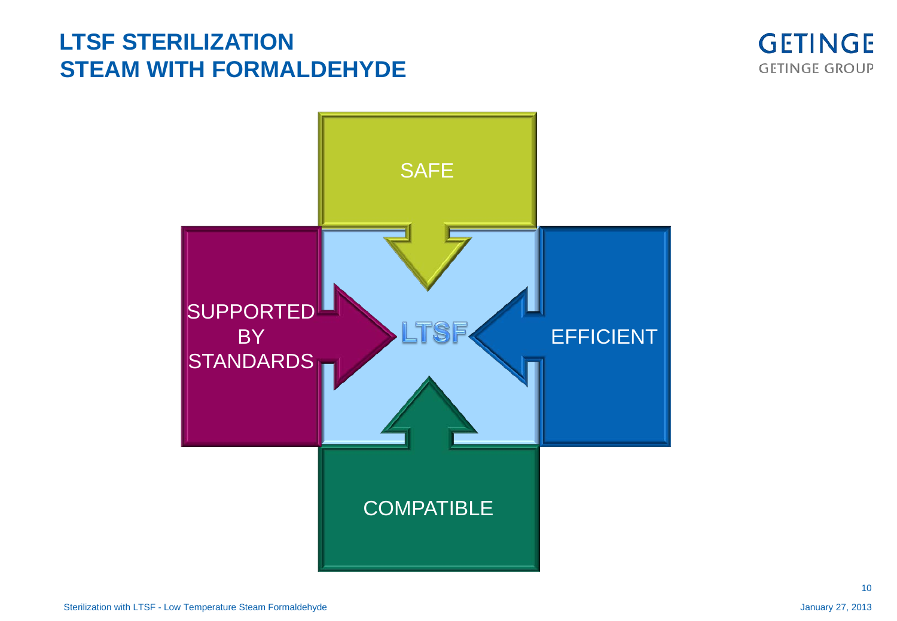# LTSF STERILIZATION
# STEAM WITH FORMALDEHYDE

SAFE

SUPPORTED BY STANDARDS

LTSF

EFFICIENT

COMPATIBLE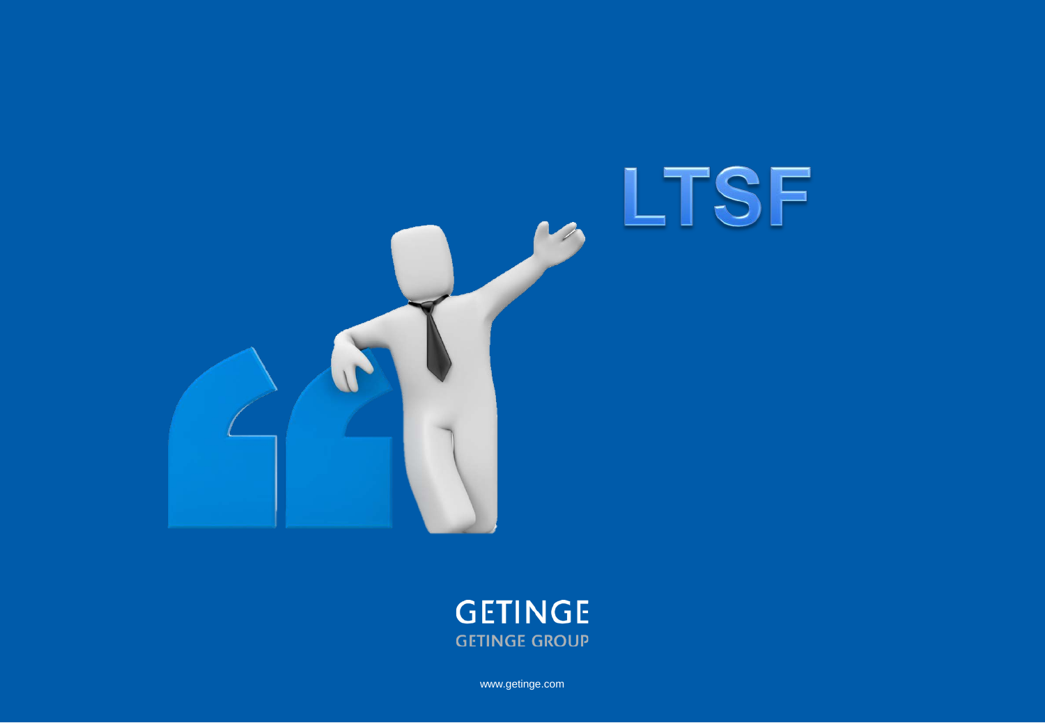# LTSF

GETINGE

GETINGE GROUP

www.getinge.com